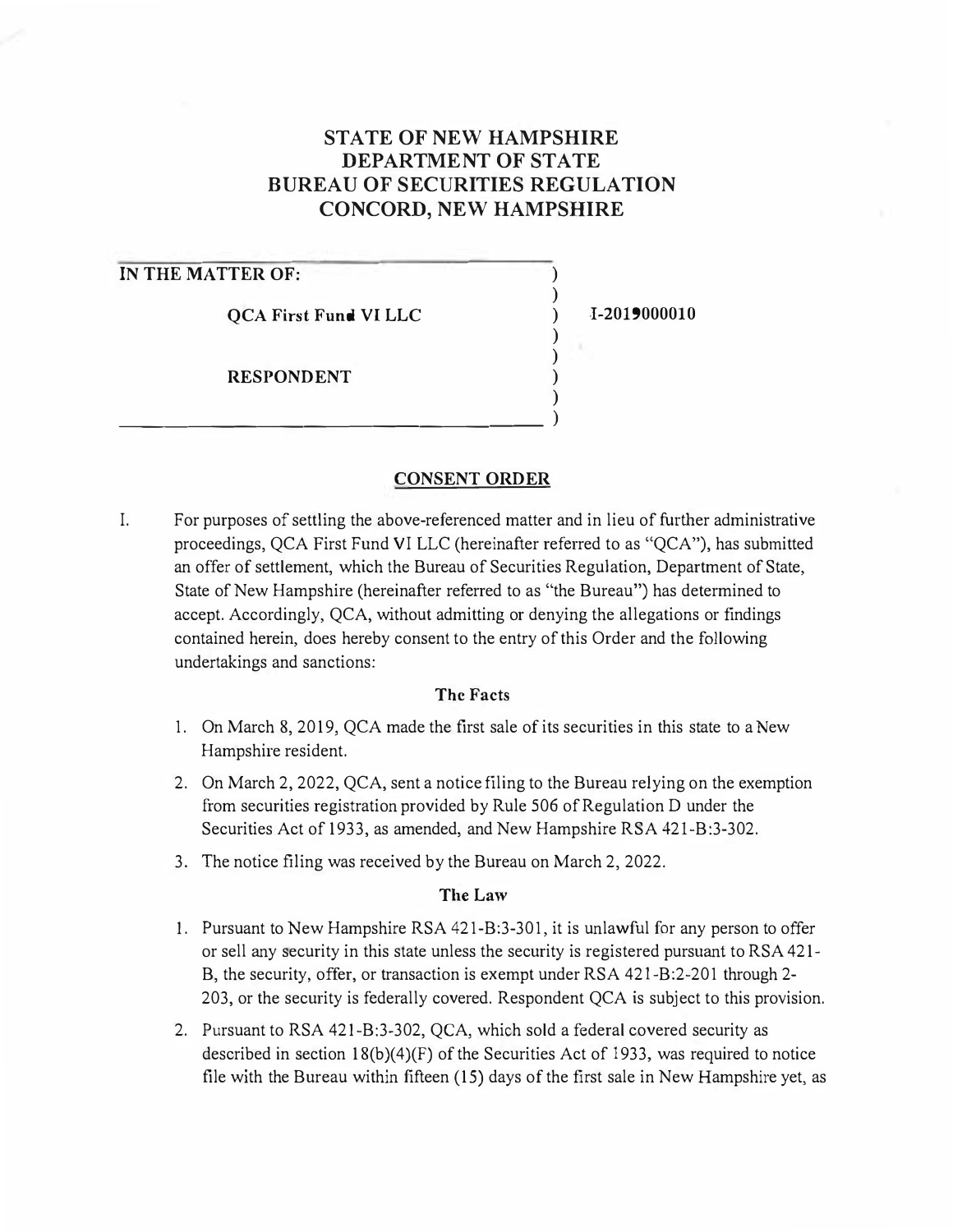# STATE OF NEW HAMPSHIRE
# DEPARTMENT OF STATE
# BUREAU OF SECURITIES REGULATION
# CONCORD, NEW HAMPSHIRE

**IN THE MATTER OF:**

**QCA First Fund VI LLC** ) **I-2019000010**

**RESPONDENT**

## CONSENT ORDER

I. For purposes of settling the above-referenced matter and in lieu of further administrative proceedings, QCA First Fund VI LLC (hereinafter referred to as "QCA"), has submitted an offer of settlement, which the Bureau of Securities Regulation, Department of State, State of New Hampshire (hereinafter referred to as "the Bureau") has determined to accept. Accordingly, QCA, without admitting or denying the allegations or findings contained herein, does hereby consent to the entry of this Order and the following undertakings and sanctions:

### The Facts

1. On March 8, 2019, QCA made the first sale of its securities in this state to a New Hampshire resident.
2. On March 2, 2022, QCA, sent a notice filing to the Bureau relying on the exemption from securities registration provided by Rule 506 of Regulation D under the Securities Act of 1933, as amended, and New Hampshire RSA 421-B:3-302.
3. The notice filing was received by the Bureau on March 2, 2022.

### The Law

1. Pursuant to New Hampshire RSA 421-B:3-301, it is unlawful for any person to offer or sell any security in this state unless the security is registered pursuant to RSA 421-B, the security, offer, or transaction is exempt under RSA 421-B:2-201 through 2-203, or the security is federally covered. Respondent QCA is subject to this provision.
2. Pursuant to RSA 421-B:3-302, QCA, which sold a federal covered security as described in section 18(b)(4)(F) of the Securities Act of 1933, was required to notice file with the Bureau within fifteen (15) days of the first sale in New Hampshire yet, as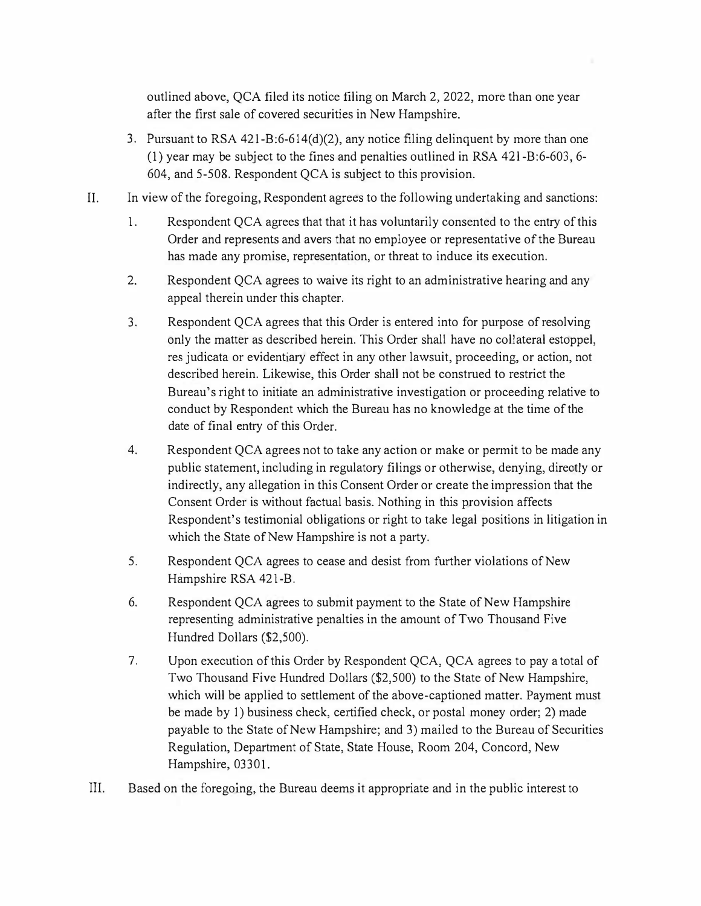outlined above, QCA filed its notice filing on March 2, 2022, more than one year after the first sale of covered securities in New Hampshire.

3. Pursuant to RSA 421-B:6-614(d)(2), any notice filing delinquent by more than one (1) year may be subject to the fines and penalties outlined in RSA 421-B:6-603, 6-604, and 5-508. Respondent QCA is subject to this provision.

II. In view of the foregoing, Respondent agrees to the following undertaking and sanctions:

1. Respondent QCA agrees that that it has voluntarily consented to the entry of this Order and represents and avers that no employee or representative of the Bureau has made any promise, representation, or threat to induce its execution.

2. Respondent QCA agrees to waive its right to an administrative hearing and any appeal therein under this chapter.

3. Respondent QCA agrees that this Order is entered into for purpose of resolving only the matter as described herein. This Order shall have no collateral estoppel, res judicata or evidentiary effect in any other lawsuit, proceeding, or action, not described herein. Likewise, this Order shall not be construed to restrict the Bureau's right to initiate an administrative investigation or proceeding relative to conduct by Respondent which the Bureau has no knowledge at the time of the date of final entry of this Order.

4. Respondent QCA agrees not to take any action or make or permit to be made any public statement, including in regulatory filings or otherwise, denying, directly or indirectly, any allegation in this Consent Order or create the impression that the Consent Order is without factual basis. Nothing in this provision affects Respondent's testimonial obligations or right to take legal positions in litigation in which the State of New Hampshire is not a party.

5. Respondent QCA agrees to cease and desist from further violations of New Hampshire RSA 421-B.

6. Respondent QCA agrees to submit payment to the State of New Hampshire representing administrative penalties in the amount of Two Thousand Five Hundred Dollars ($2,500).

7. Upon execution of this Order by Respondent QCA, QCA agrees to pay a total of Two Thousand Five Hundred Dollars ($2,500) to the State of New Hampshire, which will be applied to settlement of the above-captioned matter. Payment must be made by 1) business check, certified check, or postal money order; 2) made payable to the State of New Hampshire; and 3) mailed to the Bureau of Securities Regulation, Department of State, State House, Room 204, Concord, New Hampshire, 03301.

III. Based on the foregoing, the Bureau deems it appropriate and in the public interest to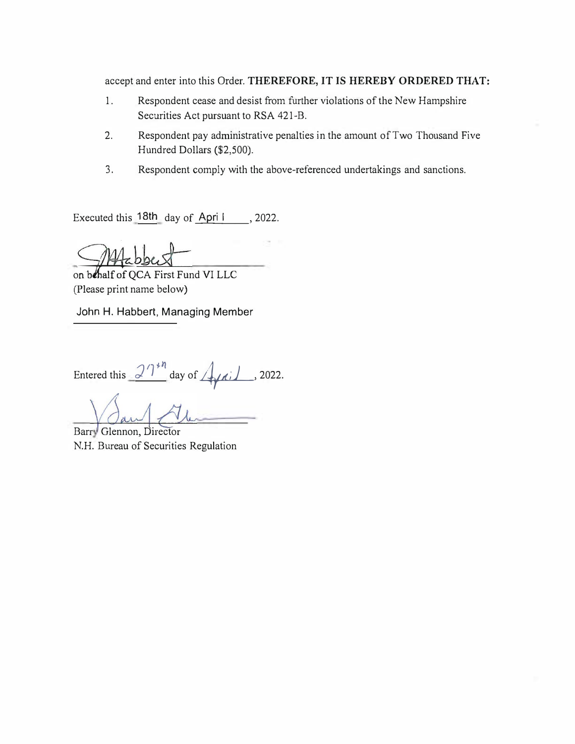accept and enter into this Order. **THEREFORE, IT IS HEREBY ORDERED THAT:**

1. Respondent cease and desist from further violations of the New Hampshire Securities Act pursuant to RSA 421-B.
2. Respondent pay administrative penalties in the amount of Two Thousand Five Hundred Dollars ($2,500).
3. Respondent comply with the above-referenced undertakings and sanctions.

Executed this 18th day of April, 2022.

on behalf of QCA First Fund VI LLC
(Please print name below)

John H. Habbert, Managing Member

Entered this 27th day of April, 2022.

Barry Glennon, Director
N.H. Bureau of Securities Regulation